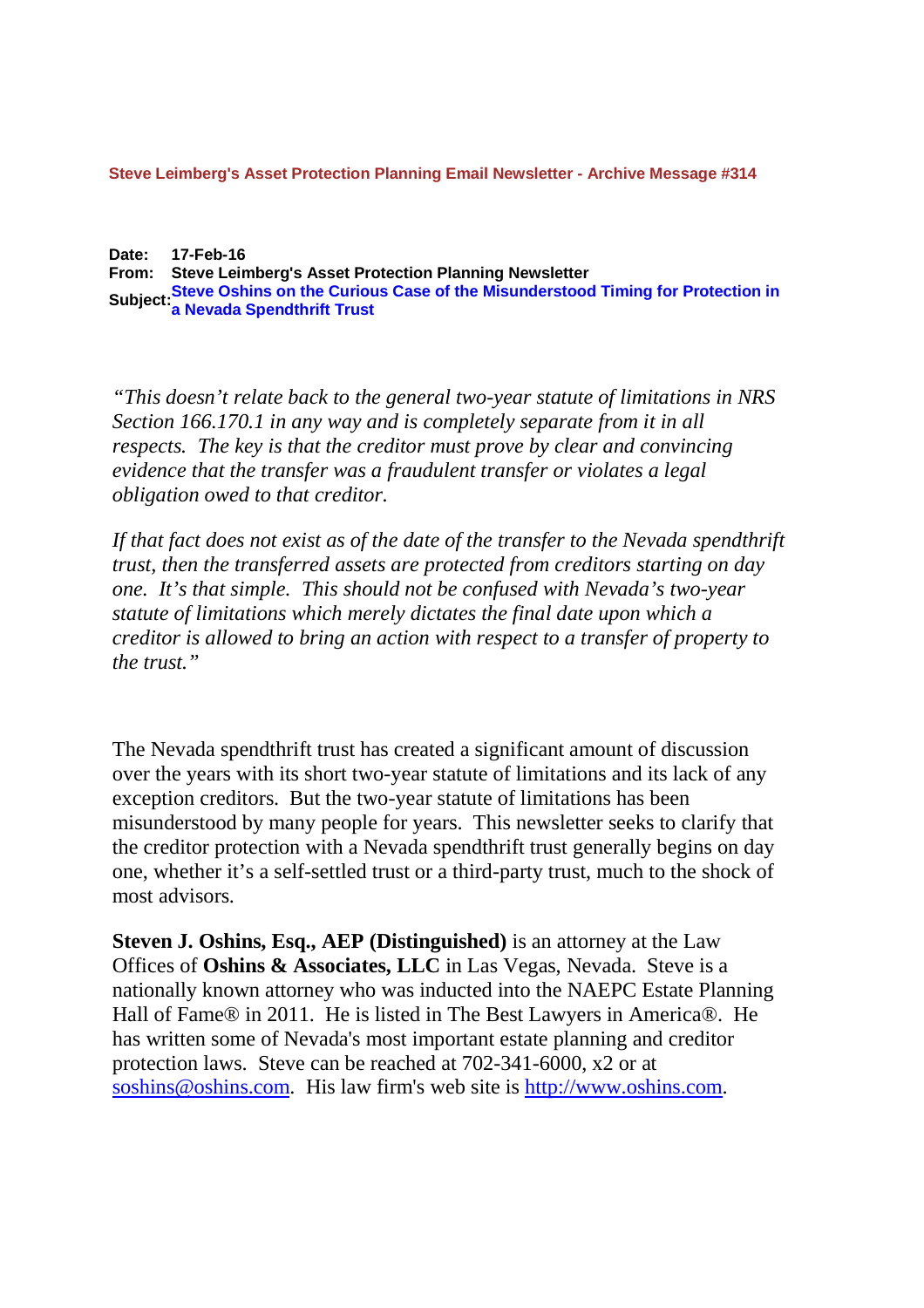**Steve Leimberg's Asset Protection Planning Email Newsletter - Archive Message #314**

**Date:** 17-Feb-16
**From:** Steve Leimberg's Asset Protection Planning Newsletter
**Subject:** Steve Oshins on the Curious Case of the Misunderstood Timing for Protection in a Nevada Spendthrift Trust

*"This doesn't relate back to the general two-year statute of limitations in NRS Section 166.170.1 in any way and is completely separate from it in all respects. The key is that the creditor must prove by clear and convincing evidence that the transfer was a fraudulent transfer or violates a legal obligation owed to that creditor.*

*If that fact does not exist as of the date of the transfer to the Nevada spendthrift trust, then the transferred assets are protected from creditors starting on day one. It's that simple. This should not be confused with Nevada's two-year statute of limitations which merely dictates the final date upon which a creditor is allowed to bring an action with respect to a transfer of property to the trust."*

The Nevada spendthrift trust has created a significant amount of discussion over the years with its short two-year statute of limitations and its lack of any exception creditors. But the two-year statute of limitations has been misunderstood by many people for years. This newsletter seeks to clarify that the creditor protection with a Nevada spendthrift trust generally begins on day one, whether it's a self-settled trust or a third-party trust, much to the shock of most advisors.

**Steven J. Oshins, Esq., AEP (Distinguished)** is an attorney at the Law Offices of **Oshins & Associates, LLC** in Las Vegas, Nevada. Steve is a nationally known attorney who was inducted into the NAEPC Estate Planning Hall of Fame® in 2011. He is listed in The Best Lawyers in America®. He has written some of Nevada's most important estate planning and creditor protection laws. Steve can be reached at 702-341-6000, x2 or at soshins@oshins.com. His law firm's web site is http://www.oshins.com.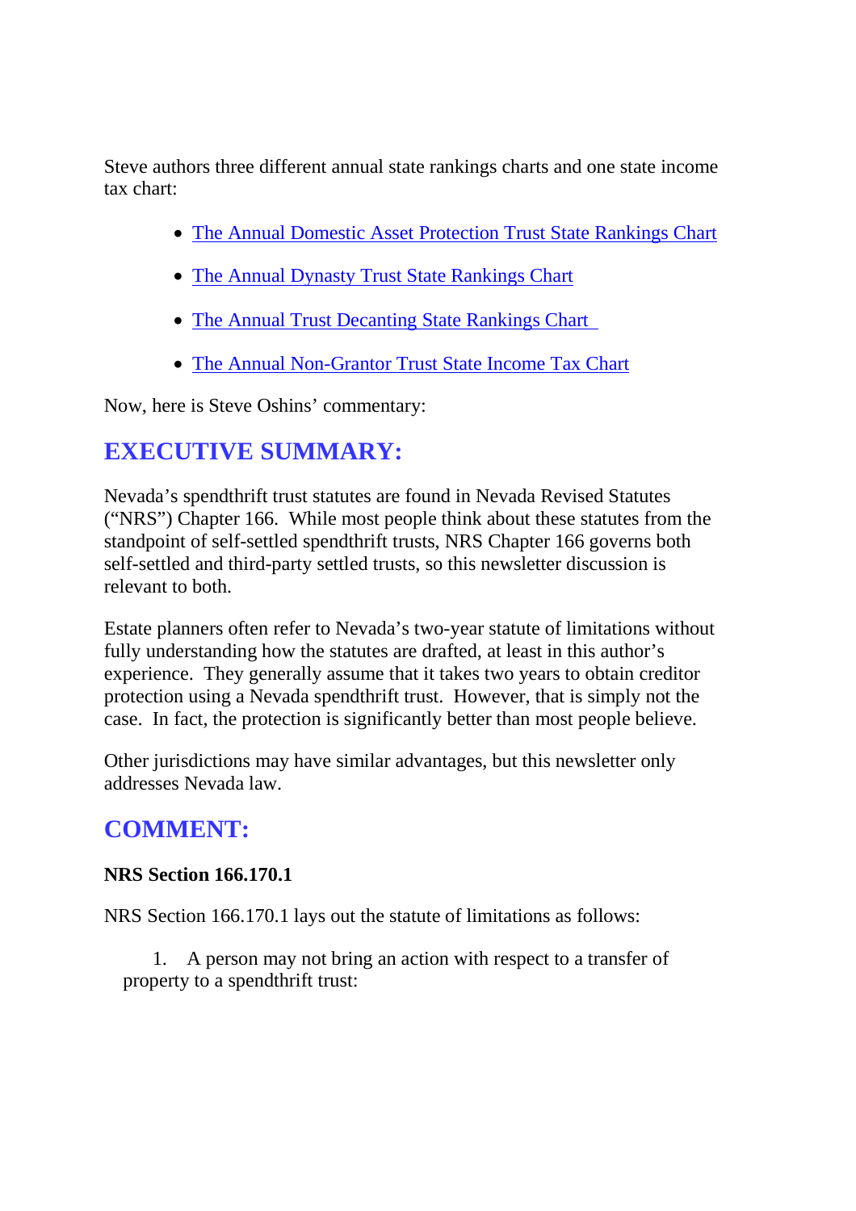Steve authors three different annual state rankings charts and one state income tax chart:

- The Annual Domestic Asset Protection Trust State Rankings Chart
- The Annual Dynasty Trust State Rankings Chart
- The Annual Trust Decanting State Rankings Chart
- The Annual Non-Grantor Trust State Income Tax Chart

Now, here is Steve Oshins' commentary:

## EXECUTIVE SUMMARY:

Nevada's spendthrift trust statutes are found in Nevada Revised Statutes ("NRS") Chapter 166. While most people think about these statutes from the standpoint of self-settled spendthrift trusts, NRS Chapter 166 governs both self-settled and third-party settled trusts, so this newsletter discussion is relevant to both.

Estate planners often refer to Nevada's two-year statute of limitations without fully understanding how the statutes are drafted, at least in this author's experience. They generally assume that it takes two years to obtain creditor protection using a Nevada spendthrift trust. However, that is simply not the case. In fact, the protection is significantly better than most people believe.

Other jurisdictions may have similar advantages, but this newsletter only addresses Nevada law.

## COMMENT:

**NRS Section 166.170.1**

NRS Section 166.170.1 lays out the statute of limitations as follows:

> 1. A person may not bring an action with respect to a transfer of property to a spendthrift trust: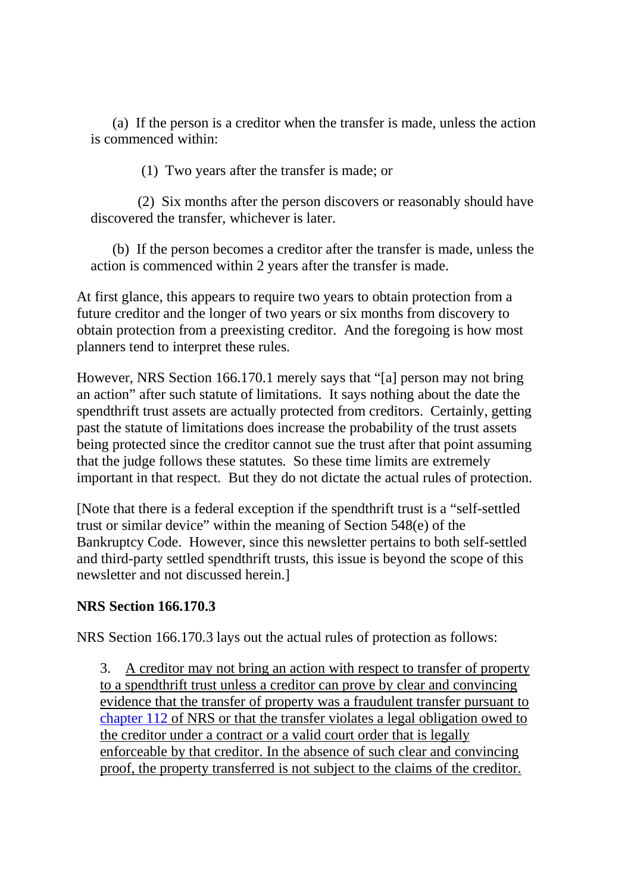(a) If the person is a creditor when the transfer is made, unless the action is commenced within:

(1) Two years after the transfer is made; or

(2) Six months after the person discovers or reasonably should have discovered the transfer, whichever is later.

(b) If the person becomes a creditor after the transfer is made, unless the action is commenced within 2 years after the transfer is made.

At first glance, this appears to require two years to obtain protection from a future creditor and the longer of two years or six months from discovery to obtain protection from a preexisting creditor. And the foregoing is how most planners tend to interpret these rules.

However, NRS Section 166.170.1 merely says that "[a] person may not bring an action" after such statute of limitations. It says nothing about the date the spendthrift trust assets are actually protected from creditors. Certainly, getting past the statute of limitations does increase the probability of the trust assets being protected since the creditor cannot sue the trust after that point assuming that the judge follows these statutes. So these time limits are extremely important in that respect. But they do not dictate the actual rules of protection.

[Note that there is a federal exception if the spendthrift trust is a "self-settled trust or similar device" within the meaning of Section 548(e) of the Bankruptcy Code. However, since this newsletter pertains to both self-settled and third-party settled spendthrift trusts, this issue is beyond the scope of this newsletter and not discussed herein.]

**NRS Section 166.170.3**

NRS Section 166.170.3 lays out the actual rules of protection as follows:

> 3. A creditor may not bring an action with respect to transfer of property to a spendthrift trust unless a creditor can prove by clear and convincing evidence that the transfer of property was a fraudulent transfer pursuant to chapter 112 of NRS or that the transfer violates a legal obligation owed to the creditor under a contract or a valid court order that is legally enforceable by that creditor. In the absence of such clear and convincing proof, the property transferred is not subject to the claims of the creditor.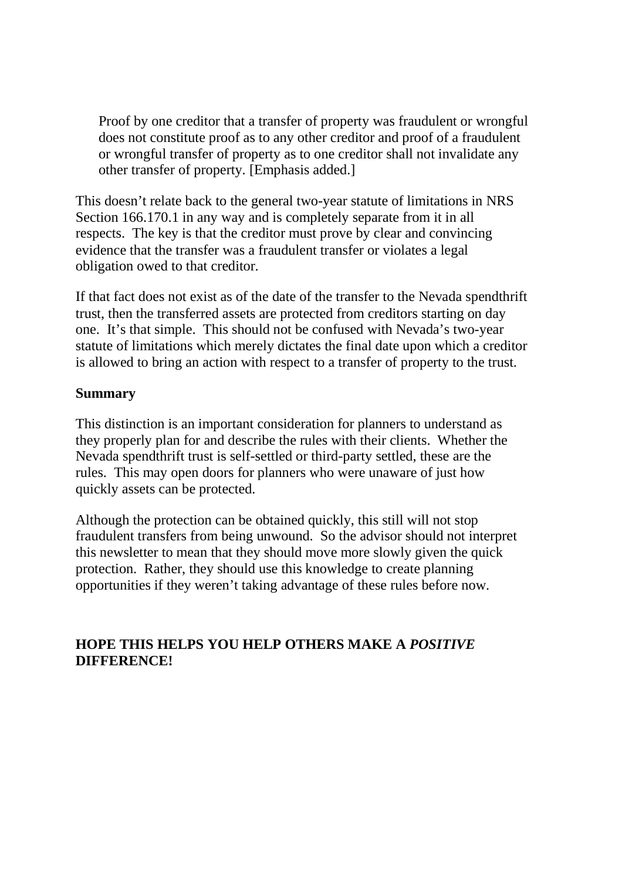> Proof by one creditor that a transfer of property was fraudulent or wrongful does not constitute proof as to any other creditor and proof of a fraudulent or wrongful transfer of property as to one creditor shall not invalidate any other transfer of property. [Emphasis added.]

This doesn't relate back to the general two-year statute of limitations in NRS Section 166.170.1 in any way and is completely separate from it in all respects. The key is that the creditor must prove by clear and convincing evidence that the transfer was a fraudulent transfer or violates a legal obligation owed to that creditor.

If that fact does not exist as of the date of the transfer to the Nevada spendthrift trust, then the transferred assets are protected from creditors starting on day one. It's that simple. This should not be confused with Nevada's two-year statute of limitations which merely dictates the final date upon which a creditor is allowed to bring an action with respect to a transfer of property to the trust.

**Summary**

This distinction is an important consideration for planners to understand as they properly plan for and describe the rules with their clients. Whether the Nevada spendthrift trust is self-settled or third-party settled, these are the rules. This may open doors for planners who were unaware of just how quickly assets can be protected.

Although the protection can be obtained quickly, this still will not stop fraudulent transfers from being unwound. So the advisor should not interpret this newsletter to mean that they should move more slowly given the quick protection. Rather, they should use this knowledge to create planning opportunities if they weren't taking advantage of these rules before now.

**HOPE THIS HELPS YOU HELP OTHERS MAKE A *POSITIVE* DIFFERENCE!**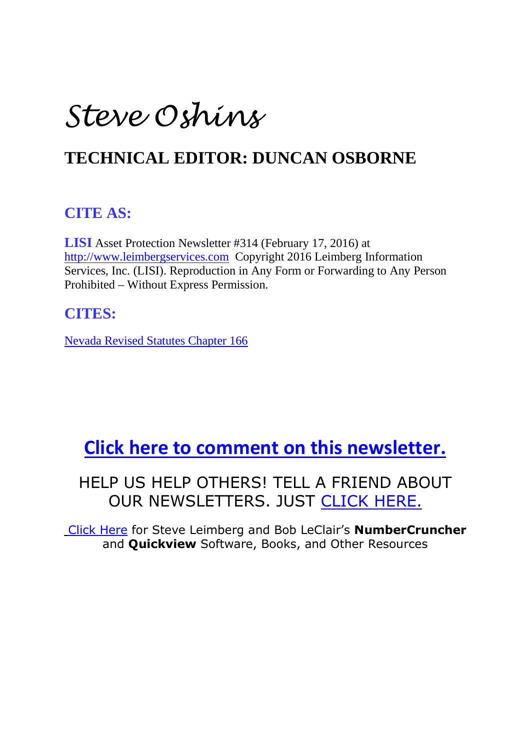*Steve Oshins*

## TECHNICAL EDITOR: DUNCAN OSBORNE

### CITE AS:

**LISI** Asset Protection Newsletter #314 (February 17, 2016) at http://www.leimbergservices.com Copyright 2016 Leimberg Information Services, Inc. (LISI). Reproduction in Any Form or Forwarding to Any Person Prohibited – Without Express Permission.

### CITES:

Nevada Revised Statutes Chapter 166

## Click here to comment on this newsletter.

HELP US HELP OTHERS! TELL A FRIEND ABOUT OUR NEWSLETTERS. JUST CLICK HERE.

Click Here for Steve Leimberg and Bob LeClair's **NumberCruncher** and **Quickview** Software, Books, and Other Resources